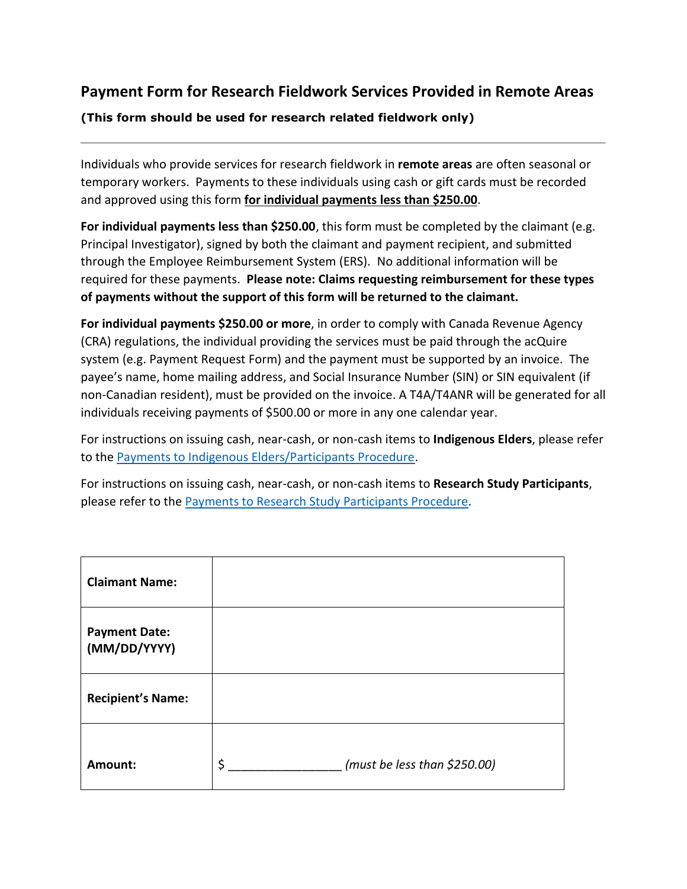# Payment Form for Research Fieldwork Services Provided in Remote Areas

**(This form should be used for research related fieldwork only)**

---

Individuals who provide services for research fieldwork in **remote areas** are often seasonal or temporary workers. Payments to these individuals using cash or gift cards must be recorded and approved using this form **for individual payments less than $250.00**.

**For individual payments less than $250.00**, this form must be completed by the claimant (e.g. Principal Investigator), signed by both the claimant and payment recipient, and submitted through the Employee Reimbursement System (ERS). No additional information will be required for these payments. **Please note: Claims requesting reimbursement for these types of payments without the support of this form will be returned to the claimant.**

**For individual payments $250.00 or more**, in order to comply with Canada Revenue Agency (CRA) regulations, the individual providing the services must be paid through the acQuire system (e.g. Payment Request Form) and the payment must be supported by an invoice. The payee's name, home mailing address, and Social Insurance Number (SIN) or SIN equivalent (if non-Canadian resident), must be provided on the invoice. A T4A/T4ANR will be generated for all individuals receiving payments of $500.00 or more in any one calendar year.

For instructions on issuing cash, near-cash, or non-cash items to **Indigenous Elders**, please refer to the Payments to Indigenous Elders/Participants Procedure.

For instructions on issuing cash, near-cash, or non-cash items to **Research Study Participants**, please refer to the Payments to Research Study Participants Procedure.

| | |
|---|---|
| **Claimant Name:** | |
| **Payment Date: (MM/DD/YYYY)** | |
| **Recipient's Name:** | |
| **Amount:** | $ ________________ *(must be less than $250.00)* |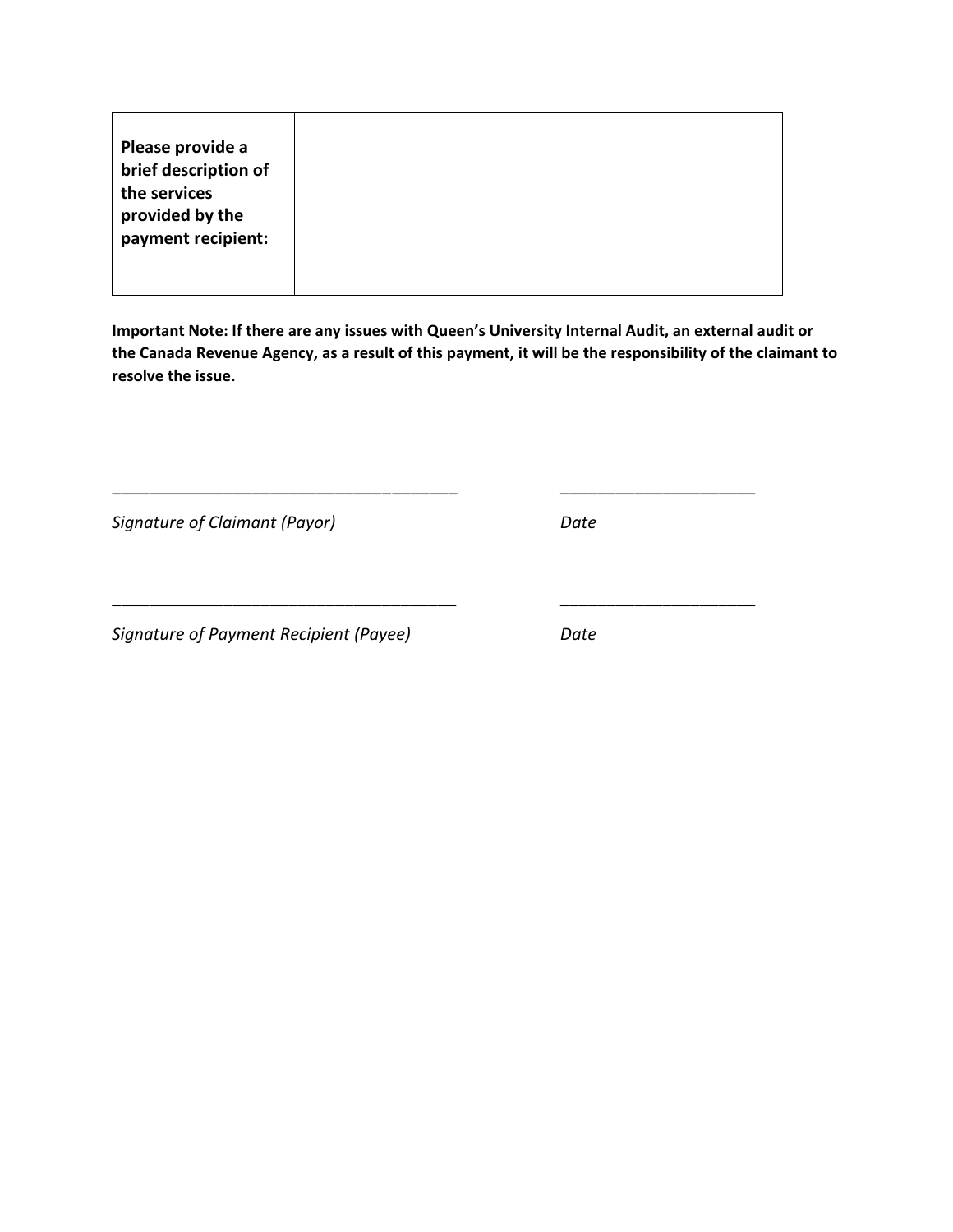| | |
|---|---|
| **Please provide a brief description of the services provided by the payment recipient:** | |

**Important Note: If there are any issues with Queen's University Internal Audit, an external audit or the Canada Revenue Agency, as a result of this payment, it will be the responsibility of the <u>claimant</u> to resolve the issue.**

\_\_\_\_\_\_\_\_\_\_\_\_\_\_\_\_\_\_\_\_\_\_\_\_\_\_\_\_\_\_\_\_\_\_\_\_\_\_\_\_ \_\_\_\_\_\_\_\_\_\_\_\_\_\_\_\_\_\_\_\_\_\_

*Signature of Claimant (Payor)* *Date*

\_\_\_\_\_\_\_\_\_\_\_\_\_\_\_\_\_\_\_\_\_\_\_\_\_\_\_\_\_\_\_\_\_\_\_\_\_\_\_\_ \_\_\_\_\_\_\_\_\_\_\_\_\_\_\_\_\_\_\_\_\_\_

*Signature of Payment Recipient (Payee)* *Date*